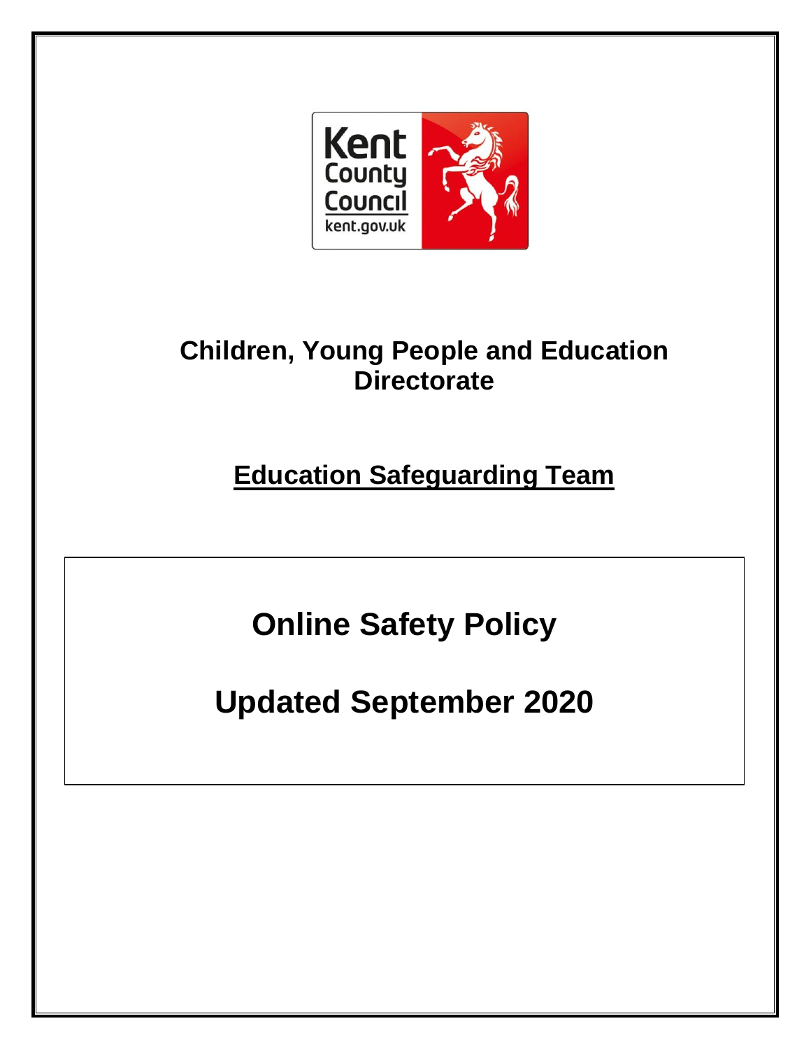Kent County Council
kent.gov.uk

## Children, Young People and Education Directorate

## Education Safeguarding Team

# Online Safety Policy

# Updated September 2020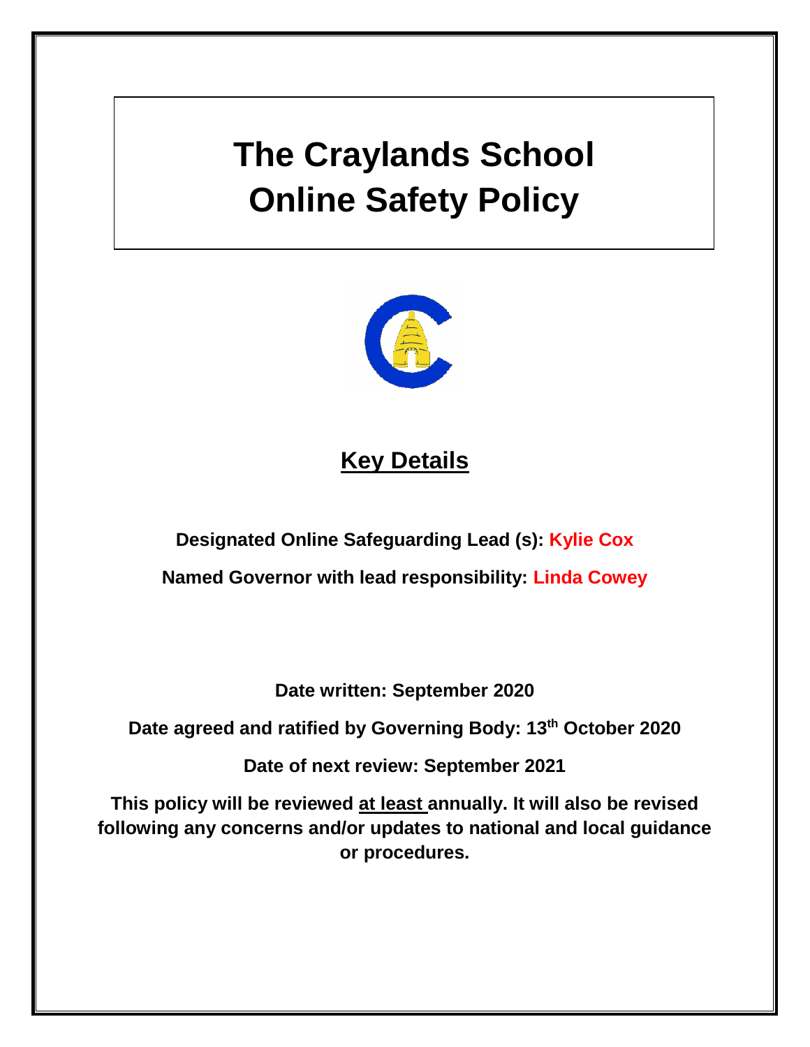# The Craylands School Online Safety Policy

## Key Details

**Designated Online Safeguarding Lead (s): Kylie Cox**

**Named Governor with lead responsibility: Linda Cowey**

**Date written: September 2020**

**Date agreed and ratified by Governing Body: 13th October 2020**

**Date of next review: September 2021**

**This policy will be reviewed at least annually. It will also be revised following any concerns and/or updates to national and local guidance or procedures.**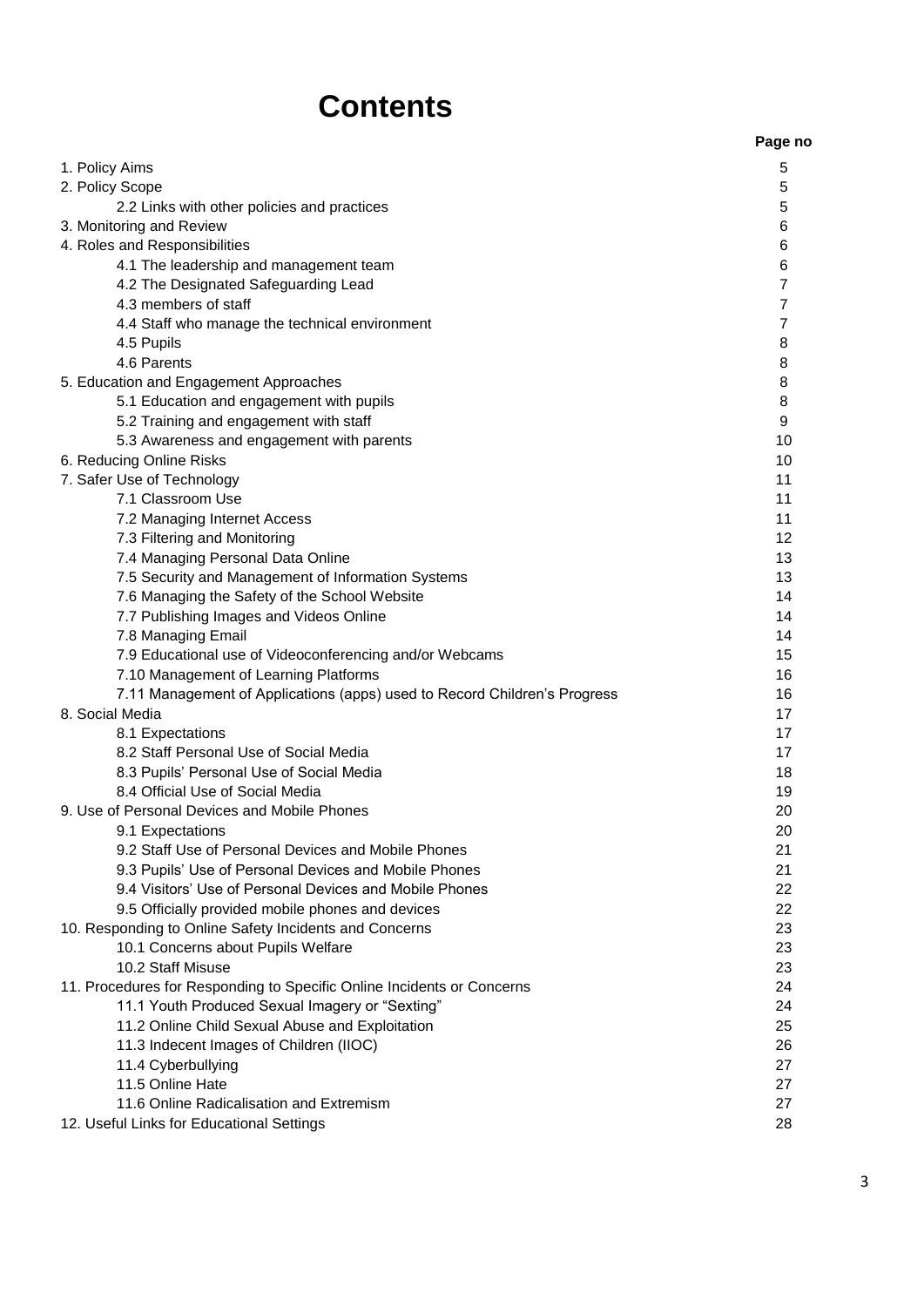# Contents

| | Page no |
|---|---|
| 1. Policy Aims | 5 |
| 2. Policy Scope | 5 |
| 2.2 Links with other policies and practices | 5 |
| 3. Monitoring and Review | 6 |
| 4. Roles and Responsibilities | 6 |
| 4.1 The leadership and management team | 6 |
| 4.2 The Designated Safeguarding Lead | 7 |
| 4.3 members of staff | 7 |
| 4.4 Staff who manage the technical environment | 7 |
| 4.5 Pupils | 8 |
| 4.6 Parents | 8 |
| 5. Education and Engagement Approaches | 8 |
| 5.1 Education and engagement with pupils | 8 |
| 5.2 Training and engagement with staff | 9 |
| 5.3 Awareness and engagement with parents | 10 |
| 6. Reducing Online Risks | 10 |
| 7. Safer Use of Technology | 11 |
| 7.1 Classroom Use | 11 |
| 7.2 Managing Internet Access | 11 |
| 7.3 Filtering and Monitoring | 12 |
| 7.4 Managing Personal Data Online | 13 |
| 7.5 Security and Management of Information Systems | 13 |
| 7.6 Managing the Safety of the School Website | 14 |
| 7.7 Publishing Images and Videos Online | 14 |
| 7.8 Managing Email | 14 |
| 7.9 Educational use of Videoconferencing and/or Webcams | 15 |
| 7.10 Management of Learning Platforms | 16 |
| 7.11 Management of Applications (apps) used to Record Children's Progress | 16 |
| 8. Social Media | 17 |
| 8.1 Expectations | 17 |
| 8.2 Staff Personal Use of Social Media | 17 |
| 8.3 Pupils' Personal Use of Social Media | 18 |
| 8.4 Official Use of Social Media | 19 |
| 9. Use of Personal Devices and Mobile Phones | 20 |
| 9.1 Expectations | 20 |
| 9.2 Staff Use of Personal Devices and Mobile Phones | 21 |
| 9.3 Pupils' Use of Personal Devices and Mobile Phones | 21 |
| 9.4 Visitors' Use of Personal Devices and Mobile Phones | 22 |
| 9.5 Officially provided mobile phones and devices | 22 |
| 10. Responding to Online Safety Incidents and Concerns | 23 |
| 10.1 Concerns about Pupils Welfare | 23 |
| 10.2 Staff Misuse | 23 |
| 11. Procedures for Responding to Specific Online Incidents or Concerns | 24 |
| 11.1 Youth Produced Sexual Imagery or "Sexting" | 24 |
| 11.2 Online Child Sexual Abuse and Exploitation | 25 |
| 11.3 Indecent Images of Children (IIOC) | 26 |
| 11.4 Cyberbullying | 27 |
| 11.5 Online Hate | 27 |
| 11.6 Online Radicalisation and Extremism | 27 |
| 12. Useful Links for Educational Settings | 28 |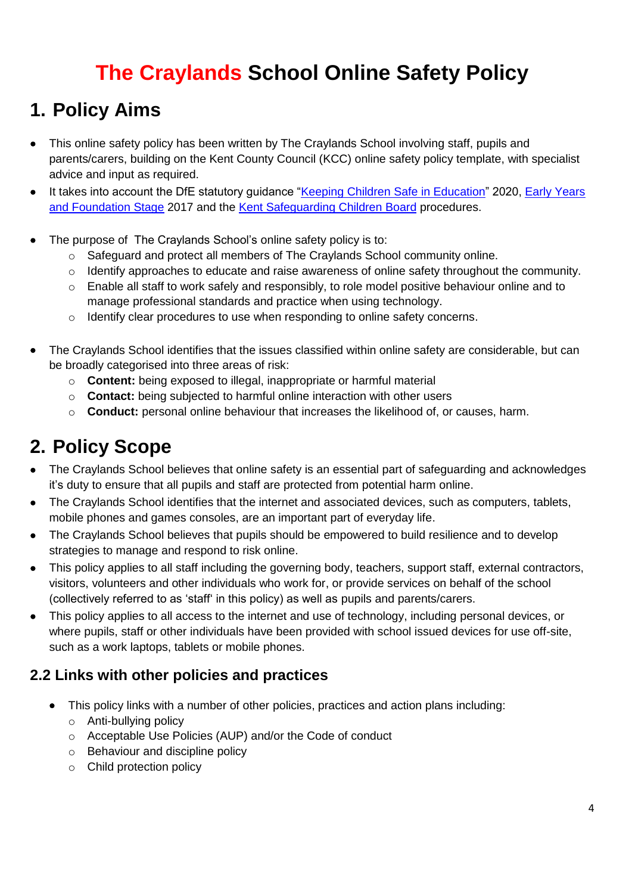# The Craylands School Online Safety Policy

## 1. Policy Aims

- This online safety policy has been written by The Craylands School involving staff, pupils and parents/carers, building on the Kent County Council (KCC) online safety policy template, with specialist advice and input as required.
- It takes into account the DfE statutory guidance "Keeping Children Safe in Education" 2020, Early Years and Foundation Stage 2017 and the Kent Safeguarding Children Board procedures.

- The purpose of The Craylands School's online safety policy is to:
  - Safeguard and protect all members of The Craylands School community online.
  - Identify approaches to educate and raise awareness of online safety throughout the community.
  - Enable all staff to work safely and responsibly, to role model positive behaviour online and to manage professional standards and practice when using technology.
  - Identify clear procedures to use when responding to online safety concerns.

- The Craylands School identifies that the issues classified within online safety are considerable, but can be broadly categorised into three areas of risk:
  - **Content:** being exposed to illegal, inappropriate or harmful material
  - **Contact:** being subjected to harmful online interaction with other users
  - **Conduct:** personal online behaviour that increases the likelihood of, or causes, harm.

## 2. Policy Scope

- The Craylands School believes that online safety is an essential part of safeguarding and acknowledges it's duty to ensure that all pupils and staff are protected from potential harm online.
- The Craylands School identifies that the internet and associated devices, such as computers, tablets, mobile phones and games consoles, are an important part of everyday life.
- The Craylands School believes that pupils should be empowered to build resilience and to develop strategies to manage and respond to risk online.
- This policy applies to all staff including the governing body, teachers, support staff, external contractors, visitors, volunteers and other individuals who work for, or provide services on behalf of the school (collectively referred to as 'staff' in this policy) as well as pupils and parents/carers.
- This policy applies to all access to the internet and use of technology, including personal devices, or where pupils, staff or other individuals have been provided with school issued devices for use off-site, such as a work laptops, tablets or mobile phones.

### 2.2 Links with other policies and practices

- This policy links with a number of other policies, practices and action plans including:
  - Anti-bullying policy
  - Acceptable Use Policies (AUP) and/or the Code of conduct
  - Behaviour and discipline policy
  - Child protection policy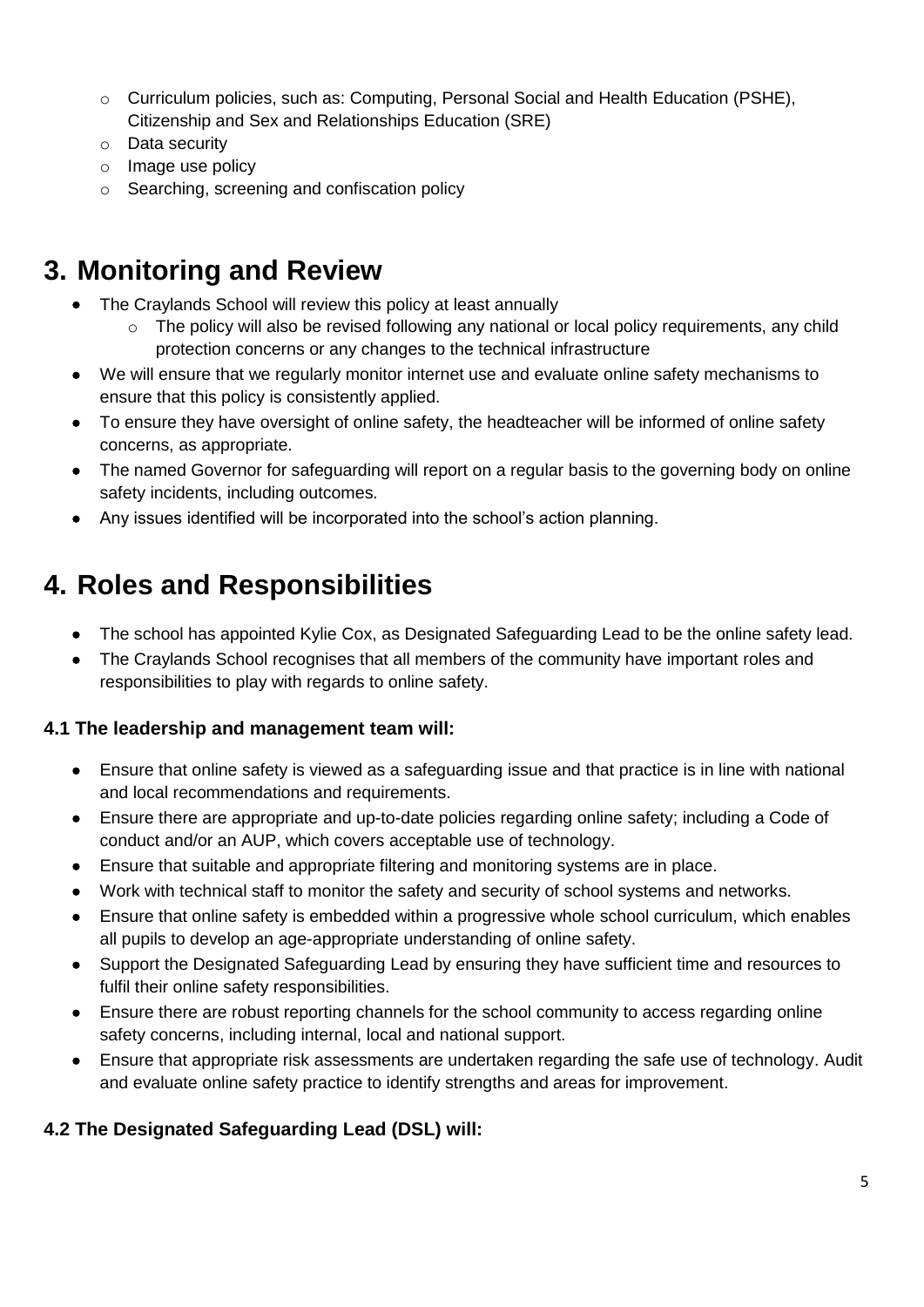- Curriculum policies, such as: Computing, Personal Social and Health Education (PSHE), Citizenship and Sex and Relationships Education (SRE)
- Data security
- Image use policy
- Searching, screening and confiscation policy

# 3. Monitoring and Review

- The Craylands School will review this policy at least annually
  - The policy will also be revised following any national or local policy requirements, any child protection concerns or any changes to the technical infrastructure
- We will ensure that we regularly monitor internet use and evaluate online safety mechanisms to ensure that this policy is consistently applied.
- To ensure they have oversight of online safety, the headteacher will be informed of online safety concerns, as appropriate.
- The named Governor for safeguarding will report on a regular basis to the governing body on online safety incidents, including outcomes.
- Any issues identified will be incorporated into the school's action planning.

# 4. Roles and Responsibilities

- The school has appointed Kylie Cox, as Designated Safeguarding Lead to be the online safety lead.
- The Craylands School recognises that all members of the community have important roles and responsibilities to play with regards to online safety.

### 4.1 The leadership and management team will:

- Ensure that online safety is viewed as a safeguarding issue and that practice is in line with national and local recommendations and requirements.
- Ensure there are appropriate and up-to-date policies regarding online safety; including a Code of conduct and/or an AUP, which covers acceptable use of technology.
- Ensure that suitable and appropriate filtering and monitoring systems are in place.
- Work with technical staff to monitor the safety and security of school systems and networks.
- Ensure that online safety is embedded within a progressive whole school curriculum, which enables all pupils to develop an age-appropriate understanding of online safety.
- Support the Designated Safeguarding Lead by ensuring they have sufficient time and resources to fulfil their online safety responsibilities.
- Ensure there are robust reporting channels for the school community to access regarding online safety concerns, including internal, local and national support.
- Ensure that appropriate risk assessments are undertaken regarding the safe use of technology. Audit and evaluate online safety practice to identify strengths and areas for improvement.

### 4.2 The Designated Safeguarding Lead (DSL) will: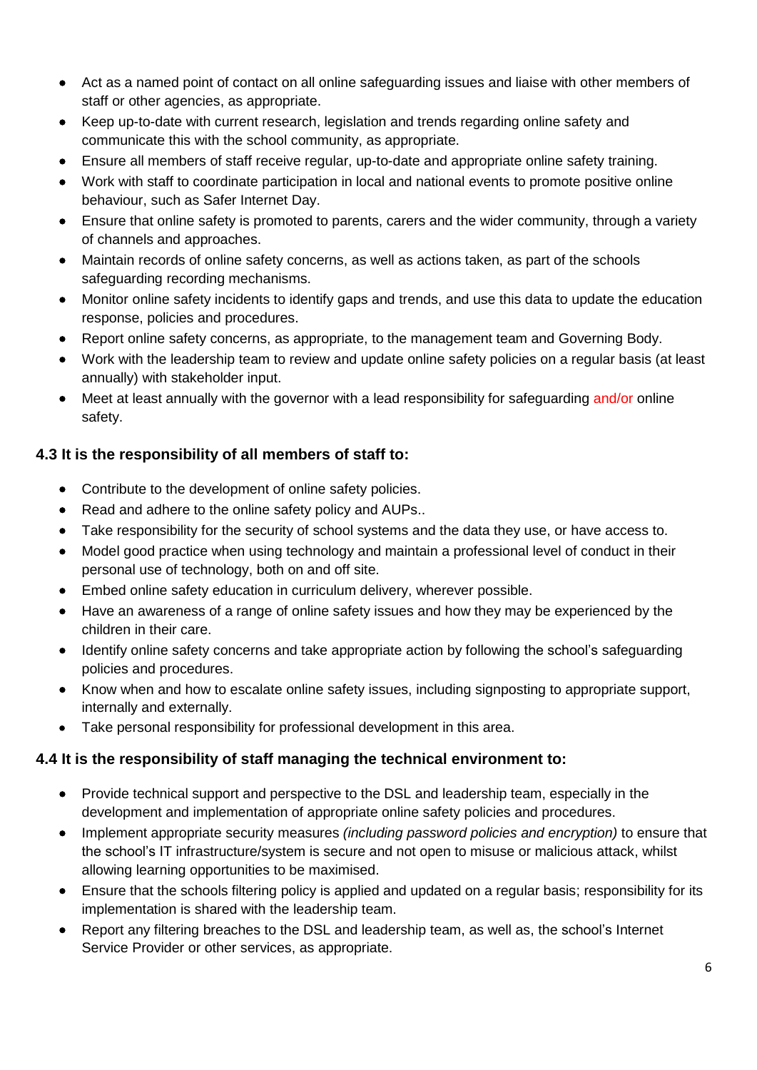- Act as a named point of contact on all online safeguarding issues and liaise with other members of staff or other agencies, as appropriate.
- Keep up-to-date with current research, legislation and trends regarding online safety and communicate this with the school community, as appropriate.
- Ensure all members of staff receive regular, up-to-date and appropriate online safety training.
- Work with staff to coordinate participation in local and national events to promote positive online behaviour, such as Safer Internet Day.
- Ensure that online safety is promoted to parents, carers and the wider community, through a variety of channels and approaches.
- Maintain records of online safety concerns, as well as actions taken, as part of the schools safeguarding recording mechanisms.
- Monitor online safety incidents to identify gaps and trends, and use this data to update the education response, policies and procedures.
- Report online safety concerns, as appropriate, to the management team and Governing Body.
- Work with the leadership team to review and update online safety policies on a regular basis (at least annually) with stakeholder input.
- Meet at least annually with the governor with a lead responsibility for safeguarding and/or online safety.

### 4.3 It is the responsibility of all members of staff to:

- Contribute to the development of online safety policies.
- Read and adhere to the online safety policy and AUPs..
- Take responsibility for the security of school systems and the data they use, or have access to.
- Model good practice when using technology and maintain a professional level of conduct in their personal use of technology, both on and off site.
- Embed online safety education in curriculum delivery, wherever possible.
- Have an awareness of a range of online safety issues and how they may be experienced by the children in their care.
- Identify online safety concerns and take appropriate action by following the school's safeguarding policies and procedures.
- Know when and how to escalate online safety issues, including signposting to appropriate support, internally and externally.
- Take personal responsibility for professional development in this area.

### 4.4 It is the responsibility of staff managing the technical environment to:

- Provide technical support and perspective to the DSL and leadership team, especially in the development and implementation of appropriate online safety policies and procedures.
- Implement appropriate security measures *(including password policies and encryption)* to ensure that the school's IT infrastructure/system is secure and not open to misuse or malicious attack, whilst allowing learning opportunities to be maximised.
- Ensure that the schools filtering policy is applied and updated on a regular basis; responsibility for its implementation is shared with the leadership team.
- Report any filtering breaches to the DSL and leadership team, as well as, the school's Internet Service Provider or other services, as appropriate.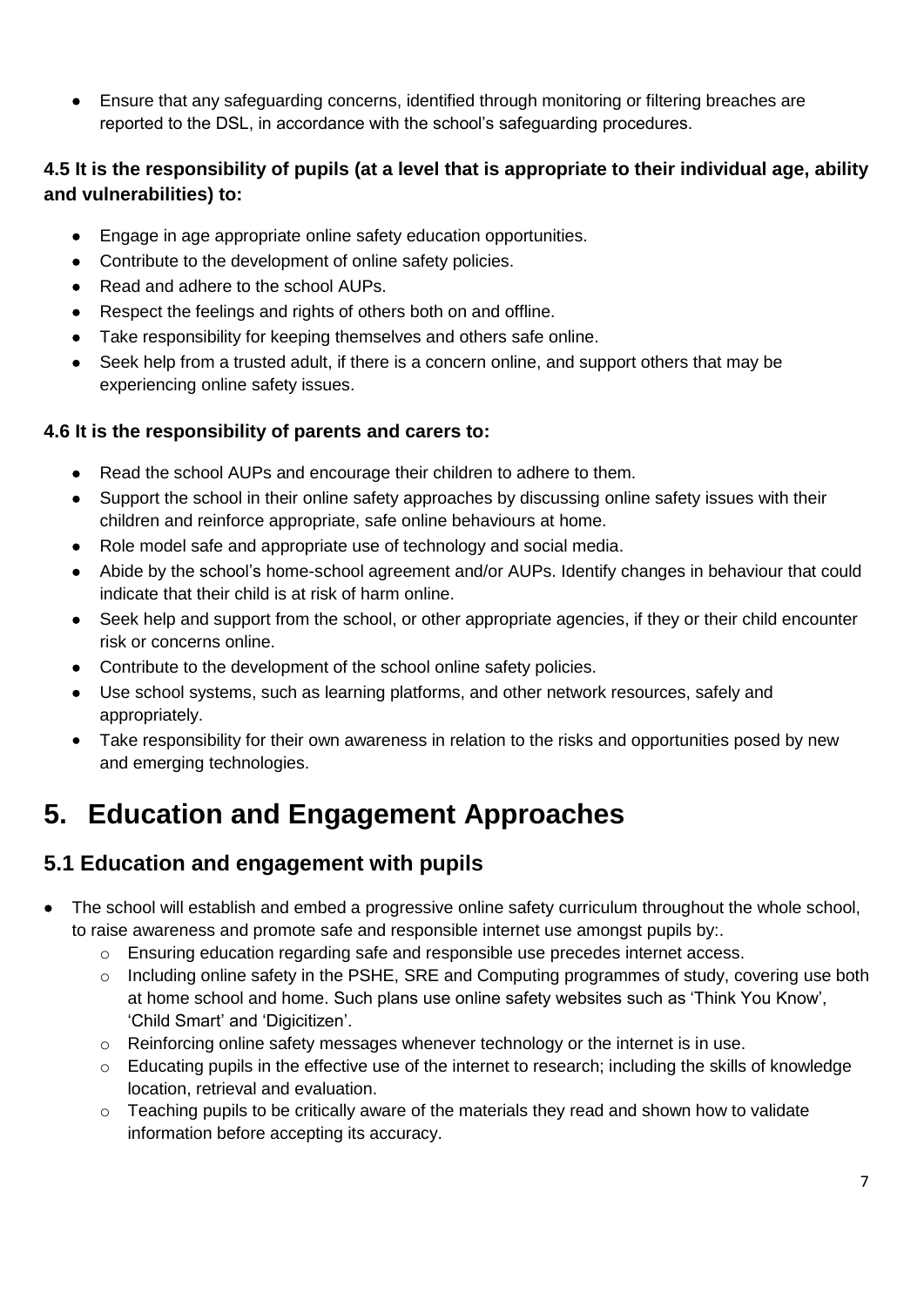- Ensure that any safeguarding concerns, identified through monitoring or filtering breaches are reported to the DSL, in accordance with the school's safeguarding procedures.

**4.5 It is the responsibility of pupils (at a level that is appropriate to their individual age, ability and vulnerabilities) to:**

- Engage in age appropriate online safety education opportunities.
- Contribute to the development of online safety policies.
- Read and adhere to the school AUPs.
- Respect the feelings and rights of others both on and offline.
- Take responsibility for keeping themselves and others safe online.
- Seek help from a trusted adult, if there is a concern online, and support others that may be experiencing online safety issues.

**4.6 It is the responsibility of parents and carers to:**

- Read the school AUPs and encourage their children to adhere to them.
- Support the school in their online safety approaches by discussing online safety issues with their children and reinforce appropriate, safe online behaviours at home.
- Role model safe and appropriate use of technology and social media.
- Abide by the school's home-school agreement and/or AUPs. Identify changes in behaviour that could indicate that their child is at risk of harm online.
- Seek help and support from the school, or other appropriate agencies, if they or their child encounter risk or concerns online.
- Contribute to the development of the school online safety policies.
- Use school systems, such as learning platforms, and other network resources, safely and appropriately.
- Take responsibility for their own awareness in relation to the risks and opportunities posed by new and emerging technologies.

# 5. Education and Engagement Approaches

## 5.1 Education and engagement with pupils

- The school will establish and embed a progressive online safety curriculum throughout the whole school, to raise awareness and promote safe and responsible internet use amongst pupils by:.
  - Ensuring education regarding safe and responsible use precedes internet access.
  - Including online safety in the PSHE, SRE and Computing programmes of study, covering use both at home school and home. Such plans use online safety websites such as 'Think You Know', 'Child Smart' and 'Digicitizen'.
  - Reinforcing online safety messages whenever technology or the internet is in use.
  - Educating pupils in the effective use of the internet to research; including the skills of knowledge location, retrieval and evaluation.
  - Teaching pupils to be critically aware of the materials they read and shown how to validate information before accepting its accuracy.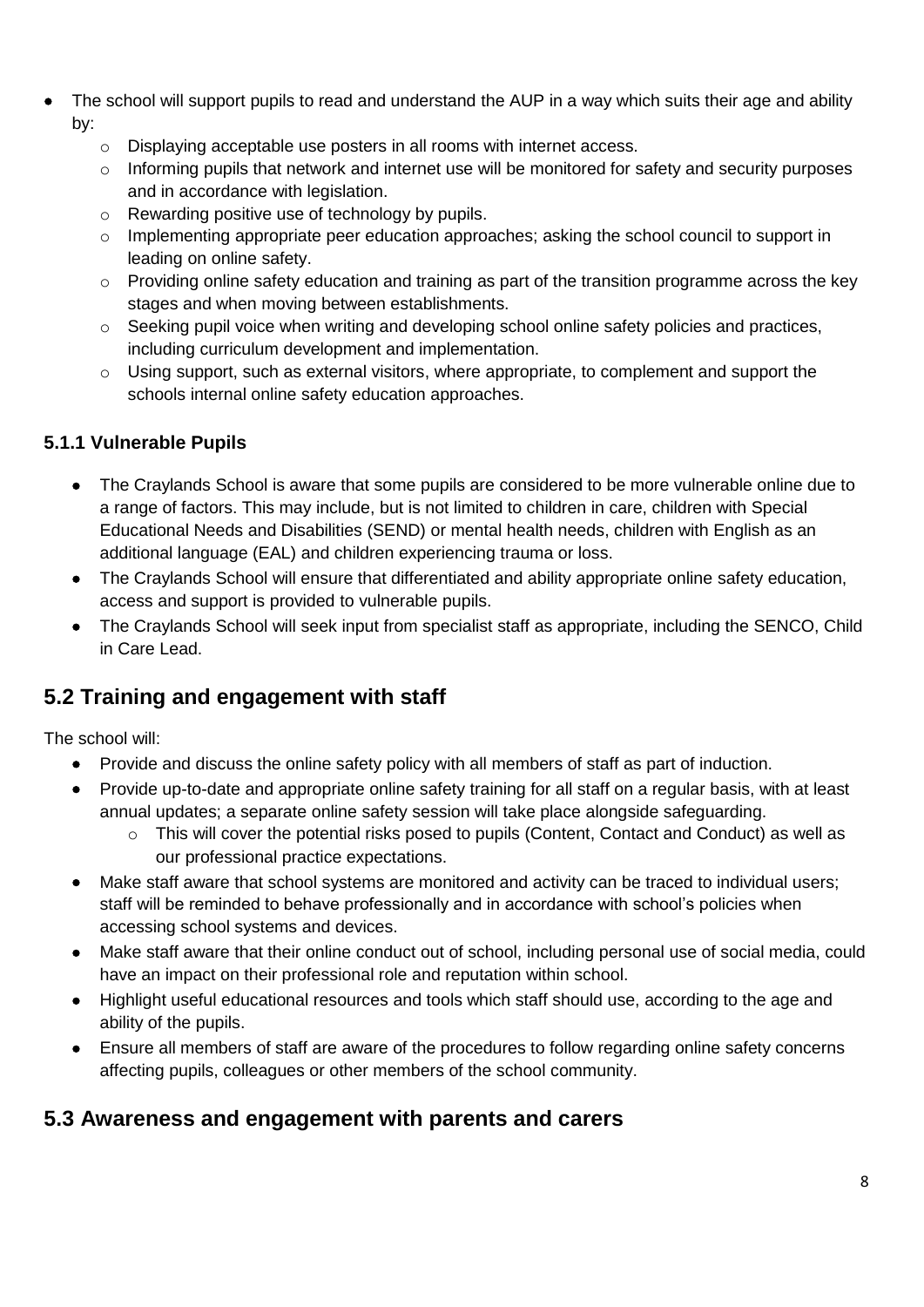- The school will support pupils to read and understand the AUP in a way which suits their age and ability by:
    - Displaying acceptable use posters in all rooms with internet access.
    - Informing pupils that network and internet use will be monitored for safety and security purposes and in accordance with legislation.
    - Rewarding positive use of technology by pupils.
    - Implementing appropriate peer education approaches; asking the school council to support in leading on online safety.
    - Providing online safety education and training as part of the transition programme across the key stages and when moving between establishments.
    - Seeking pupil voice when writing and developing school online safety policies and practices, including curriculum development and implementation.
    - Using support, such as external visitors, where appropriate, to complement and support the schools internal online safety education approaches.

### 5.1.1 Vulnerable Pupils

- The Craylands School is aware that some pupils are considered to be more vulnerable online due to a range of factors. This may include, but is not limited to children in care, children with Special Educational Needs and Disabilities (SEND) or mental health needs, children with English as an additional language (EAL) and children experiencing trauma or loss.
- The Craylands School will ensure that differentiated and ability appropriate online safety education, access and support is provided to vulnerable pupils.
- The Craylands School will seek input from specialist staff as appropriate, including the SENCO, Child in Care Lead.

## 5.2 Training and engagement with staff

The school will:

- Provide and discuss the online safety policy with all members of staff as part of induction.
- Provide up-to-date and appropriate online safety training for all staff on a regular basis, with at least annual updates; a separate online safety session will take place alongside safeguarding.
    - This will cover the potential risks posed to pupils (Content, Contact and Conduct) as well as our professional practice expectations.
- Make staff aware that school systems are monitored and activity can be traced to individual users; staff will be reminded to behave professionally and in accordance with school's policies when accessing school systems and devices.
- Make staff aware that their online conduct out of school, including personal use of social media, could have an impact on their professional role and reputation within school.
- Highlight useful educational resources and tools which staff should use, according to the age and ability of the pupils.
- Ensure all members of staff are aware of the procedures to follow regarding online safety concerns affecting pupils, colleagues or other members of the school community.

## 5.3 Awareness and engagement with parents and carers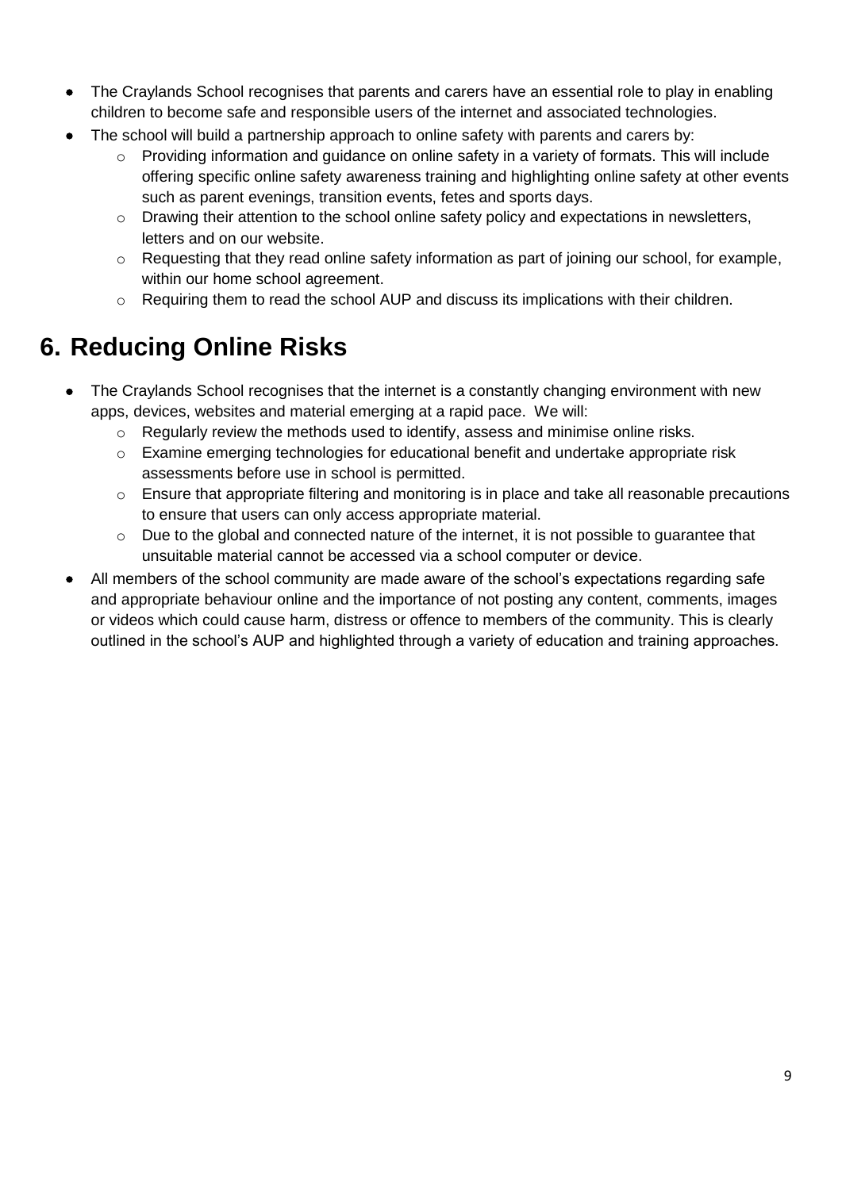- The Craylands School recognises that parents and carers have an essential role to play in enabling children to become safe and responsible users of the internet and associated technologies.
- The school will build a partnership approach to online safety with parents and carers by:
  - Providing information and guidance on online safety in a variety of formats. This will include offering specific online safety awareness training and highlighting online safety at other events such as parent evenings, transition events, fetes and sports days.
  - Drawing their attention to the school online safety policy and expectations in newsletters, letters and on our website.
  - Requesting that they read online safety information as part of joining our school, for example, within our home school agreement.
  - Requiring them to read the school AUP and discuss its implications with their children.

# 6. Reducing Online Risks

- The Craylands School recognises that the internet is a constantly changing environment with new apps, devices, websites and material emerging at a rapid pace. We will:
  - Regularly review the methods used to identify, assess and minimise online risks.
  - Examine emerging technologies for educational benefit and undertake appropriate risk assessments before use in school is permitted.
  - Ensure that appropriate filtering and monitoring is in place and take all reasonable precautions to ensure that users can only access appropriate material.
  - Due to the global and connected nature of the internet, it is not possible to guarantee that unsuitable material cannot be accessed via a school computer or device.
- All members of the school community are made aware of the school's expectations regarding safe and appropriate behaviour online and the importance of not posting any content, comments, images or videos which could cause harm, distress or offence to members of the community. This is clearly outlined in the school's AUP and highlighted through a variety of education and training approaches.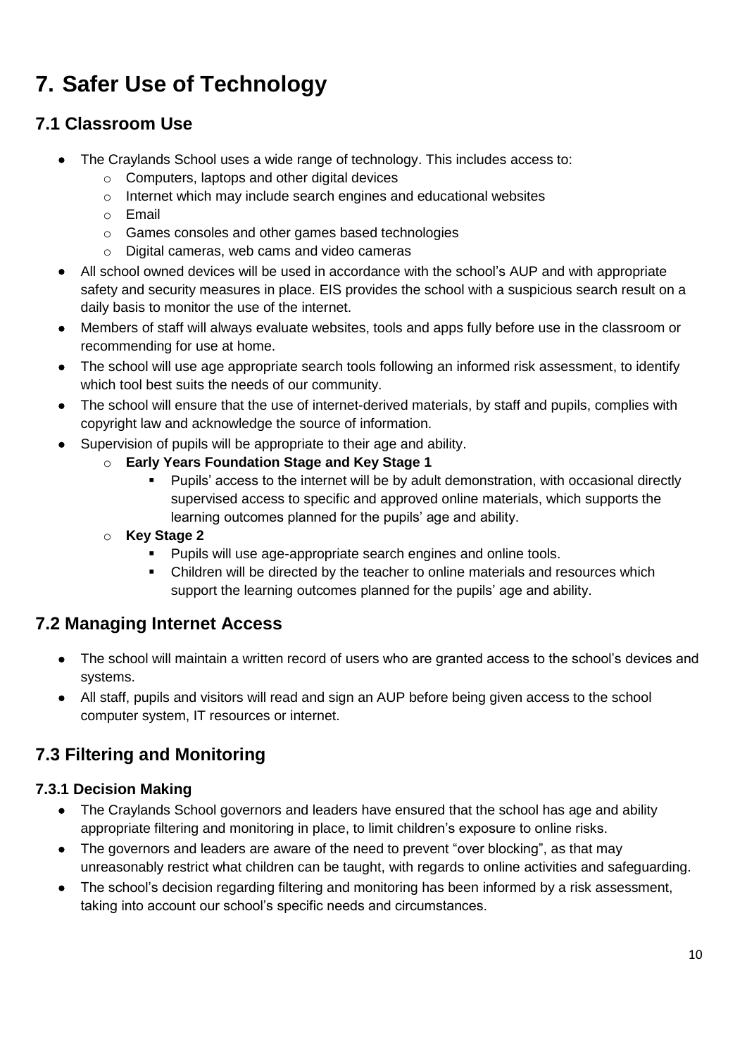# 7. Safer Use of Technology

## 7.1 Classroom Use

- The Craylands School uses a wide range of technology. This includes access to:
  - Computers, laptops and other digital devices
  - Internet which may include search engines and educational websites
  - Email
  - Games consoles and other games based technologies
  - Digital cameras, web cams and video cameras
- All school owned devices will be used in accordance with the school's AUP and with appropriate safety and security measures in place. EIS provides the school with a suspicious search result on a daily basis to monitor the use of the internet.
- Members of staff will always evaluate websites, tools and apps fully before use in the classroom or recommending for use at home.
- The school will use age appropriate search tools following an informed risk assessment, to identify which tool best suits the needs of our community.
- The school will ensure that the use of internet-derived materials, by staff and pupils, complies with copyright law and acknowledge the source of information.
- Supervision of pupils will be appropriate to their age and ability.
  - **Early Years Foundation Stage and Key Stage 1**
    - Pupils' access to the internet will be by adult demonstration, with occasional directly supervised access to specific and approved online materials, which supports the learning outcomes planned for the pupils' age and ability.
  - **Key Stage 2**
    - Pupils will use age-appropriate search engines and online tools.
    - Children will be directed by the teacher to online materials and resources which support the learning outcomes planned for the pupils' age and ability.

## 7.2 Managing Internet Access

- The school will maintain a written record of users who are granted access to the school's devices and systems.
- All staff, pupils and visitors will read and sign an AUP before being given access to the school computer system, IT resources or internet.

## 7.3 Filtering and Monitoring

### 7.3.1 Decision Making

- The Craylands School governors and leaders have ensured that the school has age and ability appropriate filtering and monitoring in place, to limit children's exposure to online risks.
- The governors and leaders are aware of the need to prevent "over blocking", as that may unreasonably restrict what children can be taught, with regards to online activities and safeguarding.
- The school's decision regarding filtering and monitoring has been informed by a risk assessment, taking into account our school's specific needs and circumstances.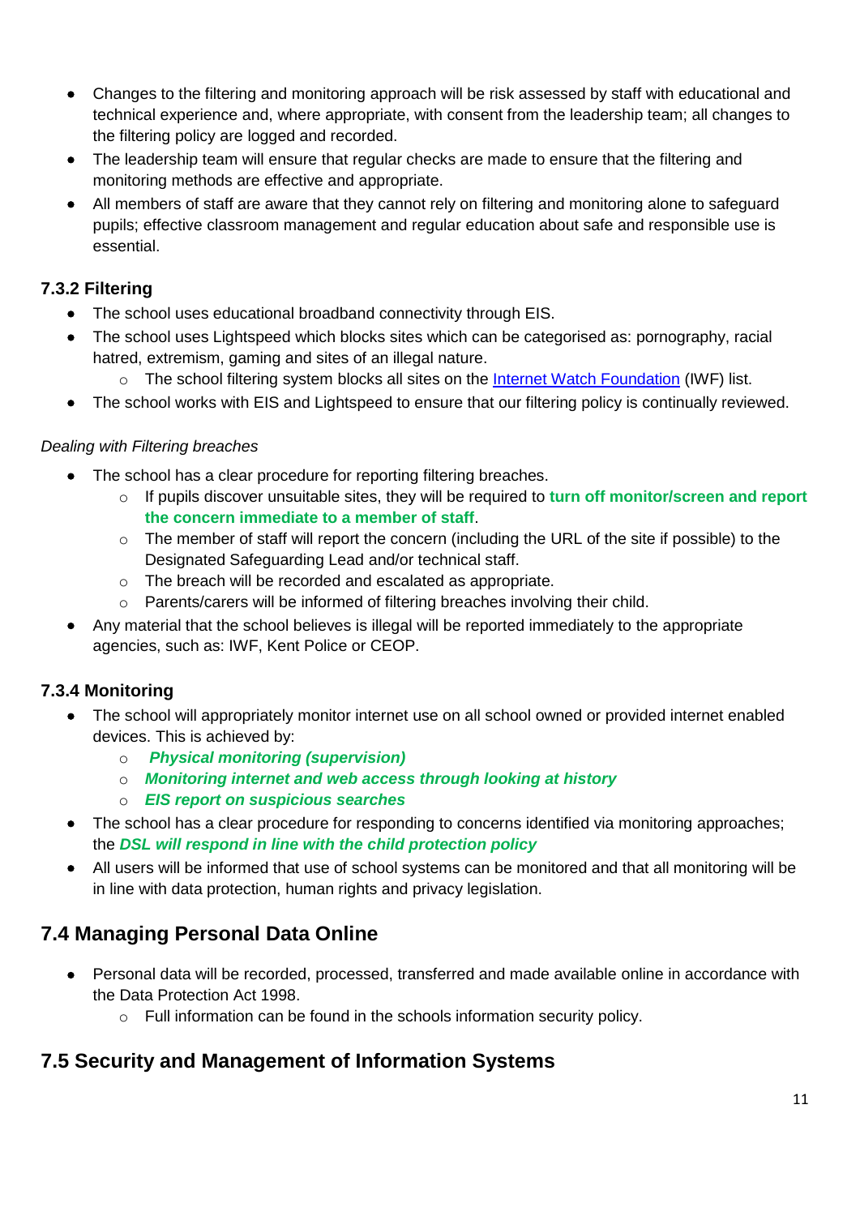- Changes to the filtering and monitoring approach will be risk assessed by staff with educational and technical experience and, where appropriate, with consent from the leadership team; all changes to the filtering policy are logged and recorded.
- The leadership team will ensure that regular checks are made to ensure that the filtering and monitoring methods are effective and appropriate.
- All members of staff are aware that they cannot rely on filtering and monitoring alone to safeguard pupils; effective classroom management and regular education about safe and responsible use is essential.

### 7.3.2 Filtering

- The school uses educational broadband connectivity through EIS.
- The school uses Lightspeed which blocks sites which can be categorised as: pornography, racial hatred, extremism, gaming and sites of an illegal nature.
  - The school filtering system blocks all sites on the Internet Watch Foundation (IWF) list.
- The school works with EIS and Lightspeed to ensure that our filtering policy is continually reviewed.

*Dealing with Filtering breaches*

- The school has a clear procedure for reporting filtering breaches.
  - If pupils discover unsuitable sites, they will be required to **turn off monitor/screen and report the concern immediate to a member of staff**.
  - The member of staff will report the concern (including the URL of the site if possible) to the Designated Safeguarding Lead and/or technical staff.
  - The breach will be recorded and escalated as appropriate.
  - Parents/carers will be informed of filtering breaches involving their child.
- Any material that the school believes is illegal will be reported immediately to the appropriate agencies, such as: IWF, Kent Police or CEOP.

### 7.3.4 Monitoring

- The school will appropriately monitor internet use on all school owned or provided internet enabled devices. This is achieved by:
  - ***Physical monitoring (supervision)***
  - ***Monitoring internet and web access through looking at history***
  - ***EIS report on suspicious searches***
- The school has a clear procedure for responding to concerns identified via monitoring approaches; the ***DSL will respond in line with the child protection policy***
- All users will be informed that use of school systems can be monitored and that all monitoring will be in line with data protection, human rights and privacy legislation.

## 7.4 Managing Personal Data Online

- Personal data will be recorded, processed, transferred and made available online in accordance with the Data Protection Act 1998.
  - Full information can be found in the schools information security policy.

## 7.5 Security and Management of Information Systems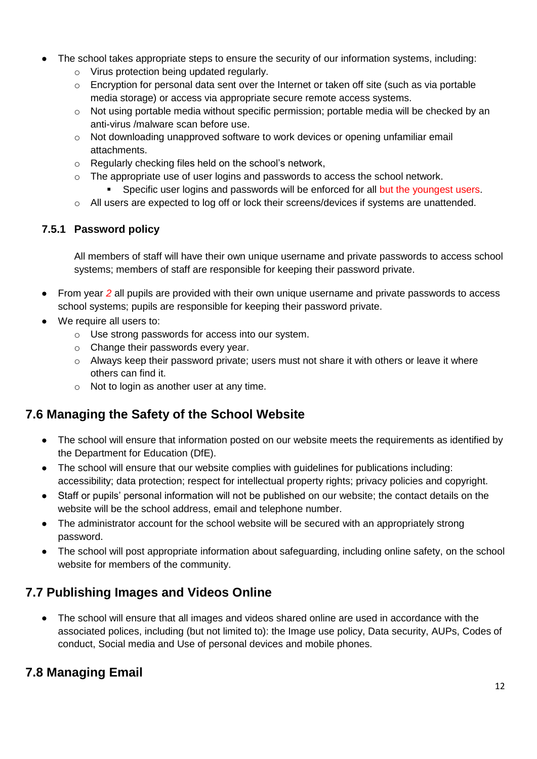- The school takes appropriate steps to ensure the security of our information systems, including:
  - Virus protection being updated regularly.
  - Encryption for personal data sent over the Internet or taken off site (such as via portable media storage) or access via appropriate secure remote access systems.
  - Not using portable media without specific permission; portable media will be checked by an anti-virus /malware scan before use.
  - Not downloading unapproved software to work devices or opening unfamiliar email attachments.
  - Regularly checking files held on the school's network,
  - The appropriate use of user logins and passwords to access the school network.
    - Specific user logins and passwords will be enforced for all but the youngest users.
  - All users are expected to log off or lock their screens/devices if systems are unattended.

### 7.5.1 Password policy

All members of staff will have their own unique username and private passwords to access school systems; members of staff are responsible for keeping their password private.

- From year *2* all pupils are provided with their own unique username and private passwords to access school systems; pupils are responsible for keeping their password private.
- We require all users to:
  - Use strong passwords for access into our system.
  - Change their passwords every year.
  - Always keep their password private; users must not share it with others or leave it where others can find it.
  - Not to login as another user at any time.

## 7.6 Managing the Safety of the School Website

- The school will ensure that information posted on our website meets the requirements as identified by the Department for Education (DfE).
- The school will ensure that our website complies with guidelines for publications including: accessibility; data protection; respect for intellectual property rights; privacy policies and copyright.
- Staff or pupils' personal information will not be published on our website; the contact details on the website will be the school address, email and telephone number.
- The administrator account for the school website will be secured with an appropriately strong password.
- The school will post appropriate information about safeguarding, including online safety, on the school website for members of the community.

## 7.7 Publishing Images and Videos Online

- The school will ensure that all images and videos shared online are used in accordance with the associated polices, including (but not limited to): the Image use policy, Data security, AUPs, Codes of conduct, Social media and Use of personal devices and mobile phones.

## 7.8 Managing Email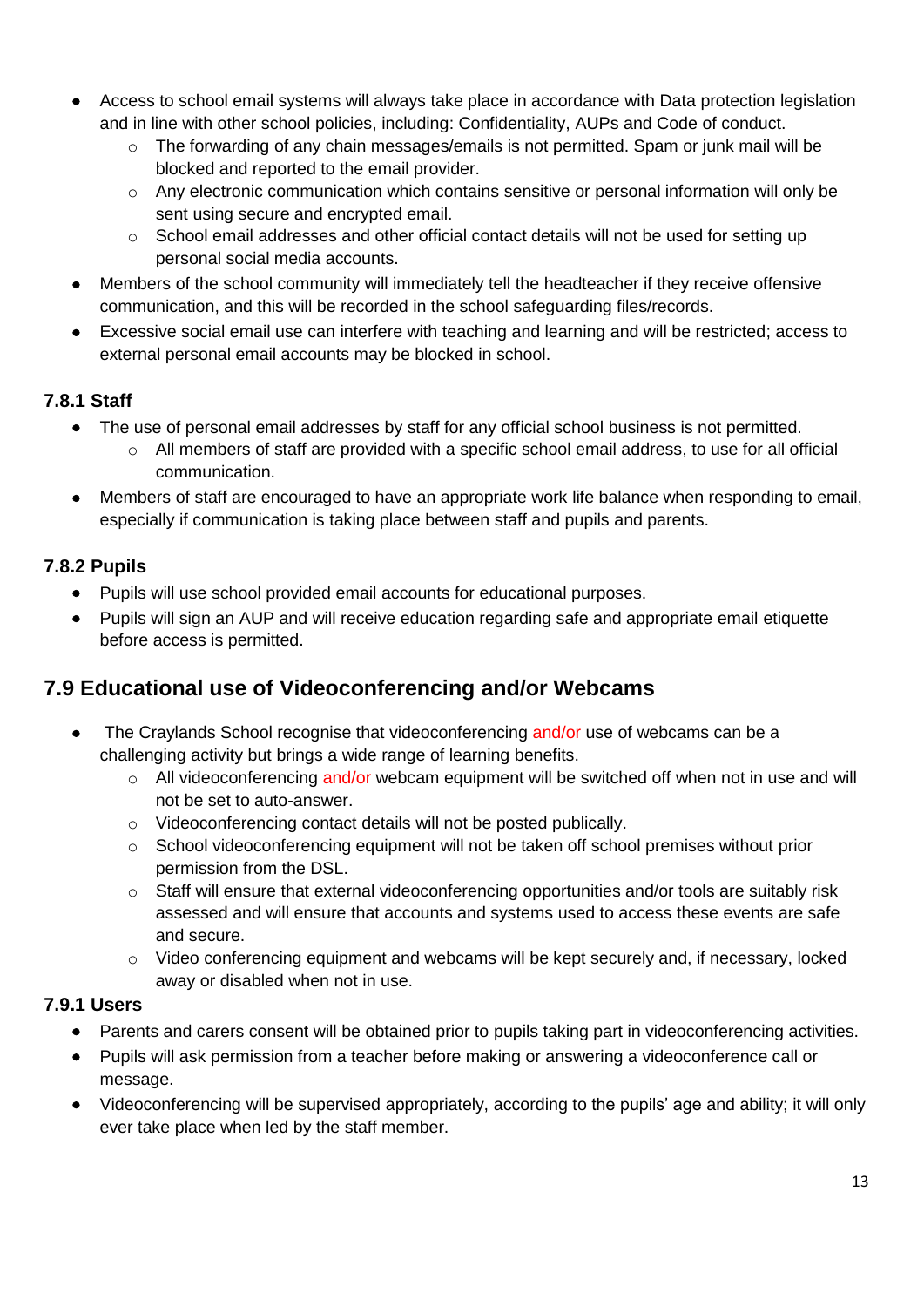- Access to school email systems will always take place in accordance with Data protection legislation and in line with other school policies, including: Confidentiality, AUPs and Code of conduct.
    - The forwarding of any chain messages/emails is not permitted. Spam or junk mail will be blocked and reported to the email provider.
    - Any electronic communication which contains sensitive or personal information will only be sent using secure and encrypted email.
    - School email addresses and other official contact details will not be used for setting up personal social media accounts.
- Members of the school community will immediately tell the headteacher if they receive offensive communication, and this will be recorded in the school safeguarding files/records.
- Excessive social email use can interfere with teaching and learning and will be restricted; access to external personal email accounts may be blocked in school.

### 7.8.1 Staff

- The use of personal email addresses by staff for any official school business is not permitted.
    - All members of staff are provided with a specific school email address, to use for all official communication.
- Members of staff are encouraged to have an appropriate work life balance when responding to email, especially if communication is taking place between staff and pupils and parents.

### 7.8.2 Pupils

- Pupils will use school provided email accounts for educational purposes.
- Pupils will sign an AUP and will receive education regarding safe and appropriate email etiquette before access is permitted.

## 7.9 Educational use of Videoconferencing and/or Webcams

- The Craylands School recognise that videoconferencing and/or use of webcams can be a challenging activity but brings a wide range of learning benefits.
    - All videoconferencing and/or webcam equipment will be switched off when not in use and will not be set to auto-answer.
    - Videoconferencing contact details will not be posted publically.
    - School videoconferencing equipment will not be taken off school premises without prior permission from the DSL.
    - Staff will ensure that external videoconferencing opportunities and/or tools are suitably risk assessed and will ensure that accounts and systems used to access these events are safe and secure.
    - Video conferencing equipment and webcams will be kept securely and, if necessary, locked away or disabled when not in use.

### 7.9.1 Users

- Parents and carers consent will be obtained prior to pupils taking part in videoconferencing activities.
- Pupils will ask permission from a teacher before making or answering a videoconference call or message.
- Videoconferencing will be supervised appropriately, according to the pupils' age and ability; it will only ever take place when led by the staff member.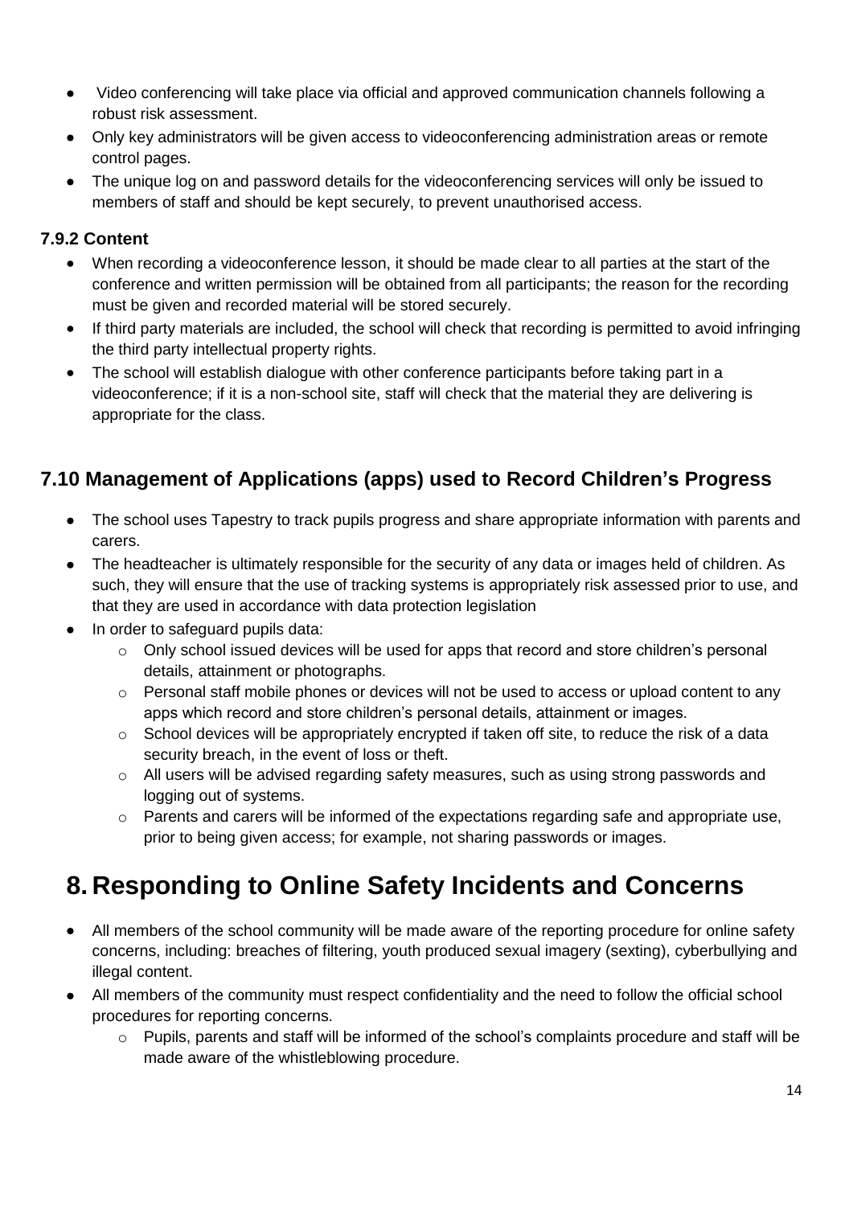- Video conferencing will take place via official and approved communication channels following a robust risk assessment.
- Only key administrators will be given access to videoconferencing administration areas or remote control pages.
- The unique log on and password details for the videoconferencing services will only be issued to members of staff and should be kept securely, to prevent unauthorised access.

### 7.9.2 Content

- When recording a videoconference lesson, it should be made clear to all parties at the start of the conference and written permission will be obtained from all participants; the reason for the recording must be given and recorded material will be stored securely.
- If third party materials are included, the school will check that recording is permitted to avoid infringing the third party intellectual property rights.
- The school will establish dialogue with other conference participants before taking part in a videoconference; if it is a non-school site, staff will check that the material they are delivering is appropriate for the class.

## 7.10 Management of Applications (apps) used to Record Children's Progress

- The school uses Tapestry to track pupils progress and share appropriate information with parents and carers.
- The headteacher is ultimately responsible for the security of any data or images held of children. As such, they will ensure that the use of tracking systems is appropriately risk assessed prior to use, and that they are used in accordance with data protection legislation
- In order to safeguard pupils data:
  - Only school issued devices will be used for apps that record and store children's personal details, attainment or photographs.
  - Personal staff mobile phones or devices will not be used to access or upload content to any apps which record and store children's personal details, attainment or images.
  - School devices will be appropriately encrypted if taken off site, to reduce the risk of a data security breach, in the event of loss or theft.
  - All users will be advised regarding safety measures, such as using strong passwords and logging out of systems.
  - Parents and carers will be informed of the expectations regarding safe and appropriate use, prior to being given access; for example, not sharing passwords or images.

# 8. Responding to Online Safety Incidents and Concerns

- All members of the school community will be made aware of the reporting procedure for online safety concerns, including: breaches of filtering, youth produced sexual imagery (sexting), cyberbullying and illegal content.
- All members of the community must respect confidentiality and the need to follow the official school procedures for reporting concerns.
  - Pupils, parents and staff will be informed of the school's complaints procedure and staff will be made aware of the whistleblowing procedure.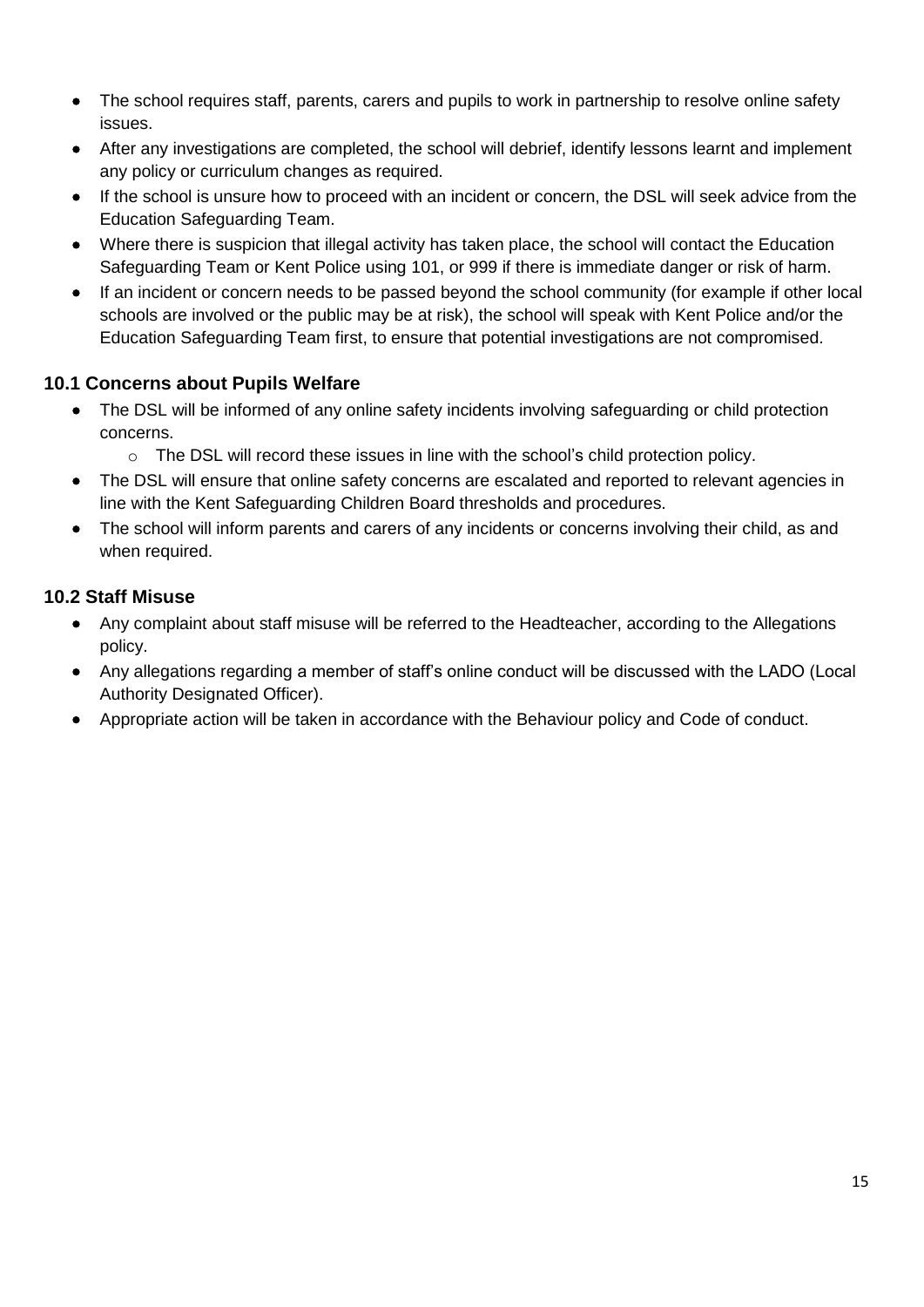- The school requires staff, parents, carers and pupils to work in partnership to resolve online safety issues.
- After any investigations are completed, the school will debrief, identify lessons learnt and implement any policy or curriculum changes as required.
- If the school is unsure how to proceed with an incident or concern, the DSL will seek advice from the Education Safeguarding Team.
- Where there is suspicion that illegal activity has taken place, the school will contact the Education Safeguarding Team or Kent Police using 101, or 999 if there is immediate danger or risk of harm.
- If an incident or concern needs to be passed beyond the school community (for example if other local schools are involved or the public may be at risk), the school will speak with Kent Police and/or the Education Safeguarding Team first, to ensure that potential investigations are not compromised.

### 10.1 Concerns about Pupils Welfare

- The DSL will be informed of any online safety incidents involving safeguarding or child protection concerns.
    - The DSL will record these issues in line with the school's child protection policy.
- The DSL will ensure that online safety concerns are escalated and reported to relevant agencies in line with the Kent Safeguarding Children Board thresholds and procedures.
- The school will inform parents and carers of any incidents or concerns involving their child, as and when required.

### 10.2 Staff Misuse

- Any complaint about staff misuse will be referred to the Headteacher, according to the Allegations policy.
- Any allegations regarding a member of staff's online conduct will be discussed with the LADO (Local Authority Designated Officer).
- Appropriate action will be taken in accordance with the Behaviour policy and Code of conduct.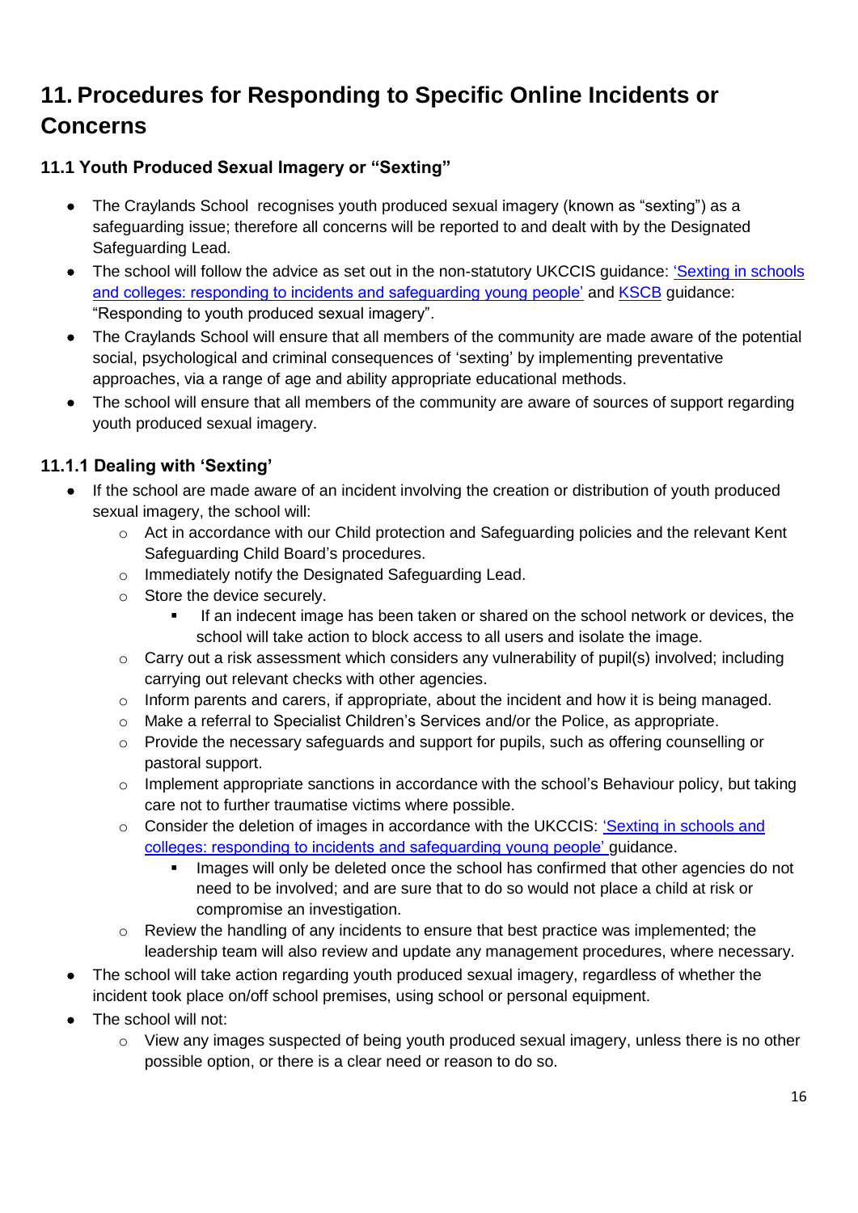# 11. Procedures for Responding to Specific Online Incidents or Concerns

### 11.1 Youth Produced Sexual Imagery or "Sexting"

- The Craylands School recognises youth produced sexual imagery (known as "sexting") as a safeguarding issue; therefore all concerns will be reported to and dealt with by the Designated Safeguarding Lead.
- The school will follow the advice as set out in the non-statutory UKCCIS guidance: 'Sexting in schools and colleges: responding to incidents and safeguarding young people' and KSCB guidance: "Responding to youth produced sexual imagery".
- The Craylands School will ensure that all members of the community are made aware of the potential social, psychological and criminal consequences of 'sexting' by implementing preventative approaches, via a range of age and ability appropriate educational methods.
- The school will ensure that all members of the community are aware of sources of support regarding youth produced sexual imagery.

### 11.1.1 Dealing with 'Sexting'

- If the school are made aware of an incident involving the creation or distribution of youth produced sexual imagery, the school will:
  - Act in accordance with our Child protection and Safeguarding policies and the relevant Kent Safeguarding Child Board's procedures.
  - Immediately notify the Designated Safeguarding Lead.
  - Store the device securely.
    - If an indecent image has been taken or shared on the school network or devices, the school will take action to block access to all users and isolate the image.
  - Carry out a risk assessment which considers any vulnerability of pupil(s) involved; including carrying out relevant checks with other agencies.
  - Inform parents and carers, if appropriate, about the incident and how it is being managed.
  - Make a referral to Specialist Children's Services and/or the Police, as appropriate.
  - Provide the necessary safeguards and support for pupils, such as offering counselling or pastoral support.
  - Implement appropriate sanctions in accordance with the school's Behaviour policy, but taking care not to further traumatise victims where possible.
  - Consider the deletion of images in accordance with the UKCCIS: 'Sexting in schools and colleges: responding to incidents and safeguarding young people' guidance.
    - Images will only be deleted once the school has confirmed that other agencies do not need to be involved; and are sure that to do so would not place a child at risk or compromise an investigation.
  - Review the handling of any incidents to ensure that best practice was implemented; the leadership team will also review and update any management procedures, where necessary.
- The school will take action regarding youth produced sexual imagery, regardless of whether the incident took place on/off school premises, using school or personal equipment.
- The school will not:
  - View any images suspected of being youth produced sexual imagery, unless there is no other possible option, or there is a clear need or reason to do so.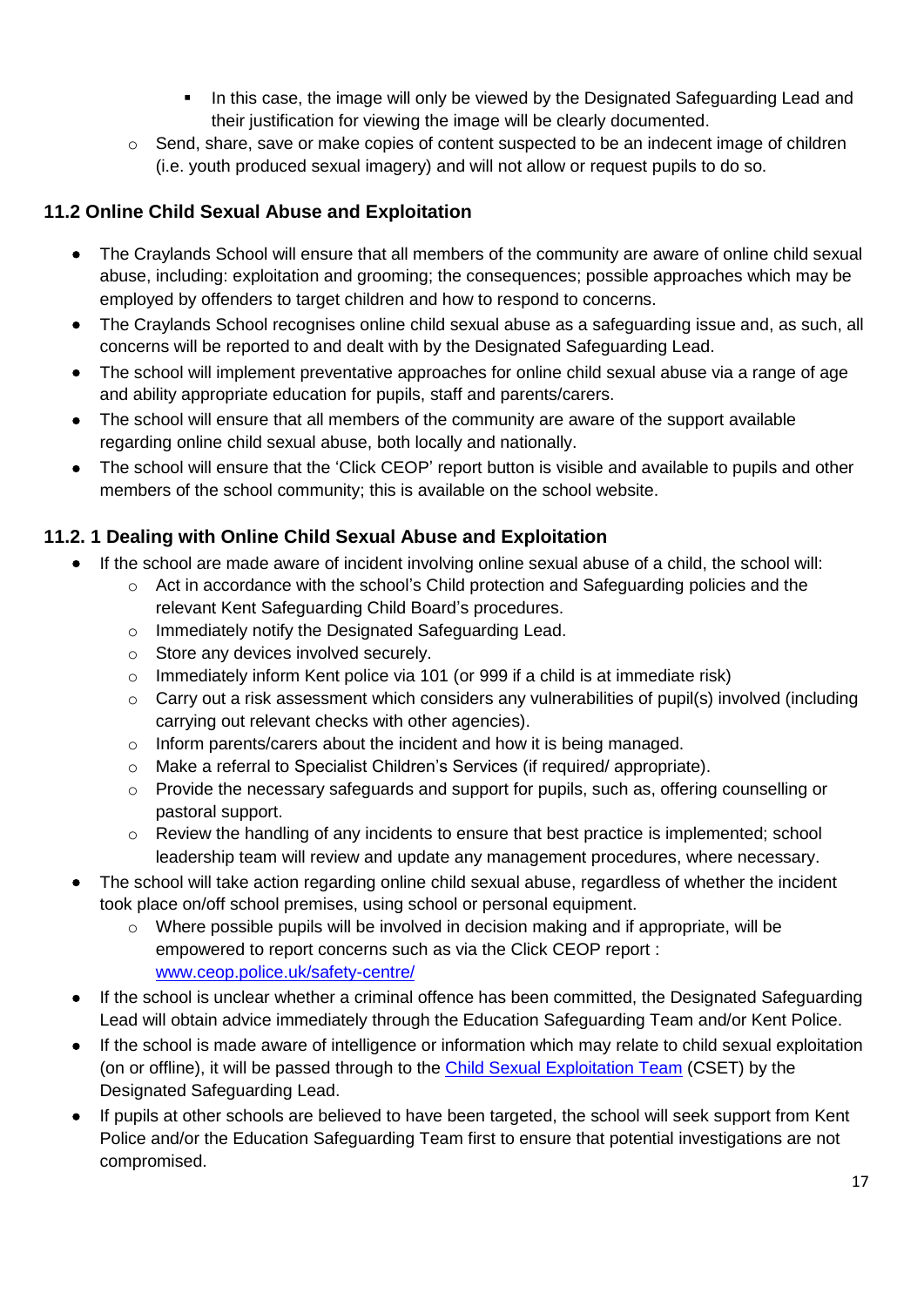- In this case, the image will only be viewed by the Designated Safeguarding Lead and their justification for viewing the image will be clearly documented.
    - Send, share, save or make copies of content suspected to be an indecent image of children (i.e. youth produced sexual imagery) and will not allow or request pupils to do so.

### 11.2 Online Child Sexual Abuse and Exploitation

- The Craylands School will ensure that all members of the community are aware of online child sexual abuse, including: exploitation and grooming; the consequences; possible approaches which may be employed by offenders to target children and how to respond to concerns.
- The Craylands School recognises online child sexual abuse as a safeguarding issue and, as such, all concerns will be reported to and dealt with by the Designated Safeguarding Lead.
- The school will implement preventative approaches for online child sexual abuse via a range of age and ability appropriate education for pupils, staff and parents/carers.
- The school will ensure that all members of the community are aware of the support available regarding online child sexual abuse, both locally and nationally.
- The school will ensure that the 'Click CEOP' report button is visible and available to pupils and other members of the school community; this is available on the school website.

### 11.2. 1 Dealing with Online Child Sexual Abuse and Exploitation

- If the school are made aware of incident involving online sexual abuse of a child, the school will:
    - Act in accordance with the school's Child protection and Safeguarding policies and the relevant Kent Safeguarding Child Board's procedures.
    - Immediately notify the Designated Safeguarding Lead.
    - Store any devices involved securely.
    - Immediately inform Kent police via 101 (or 999 if a child is at immediate risk)
    - Carry out a risk assessment which considers any vulnerabilities of pupil(s) involved (including carrying out relevant checks with other agencies).
    - Inform parents/carers about the incident and how it is being managed.
    - Make a referral to Specialist Children's Services (if required/ appropriate).
    - Provide the necessary safeguards and support for pupils, such as, offering counselling or pastoral support.
    - Review the handling of any incidents to ensure that best practice is implemented; school leadership team will review and update any management procedures, where necessary.
- The school will take action regarding online child sexual abuse, regardless of whether the incident took place on/off school premises, using school or personal equipment.
    - Where possible pupils will be involved in decision making and if appropriate, will be empowered to report concerns such as via the Click CEOP report : [www.ceop.police.uk/safety-centre/](www.ceop.police.uk/safety-centre/)
- If the school is unclear whether a criminal offence has been committed, the Designated Safeguarding Lead will obtain advice immediately through the Education Safeguarding Team and/or Kent Police.
- If the school is made aware of intelligence or information which may relate to child sexual exploitation (on or offline), it will be passed through to the Child Sexual Exploitation Team (CSET) by the Designated Safeguarding Lead.
- If pupils at other schools are believed to have been targeted, the school will seek support from Kent Police and/or the Education Safeguarding Team first to ensure that potential investigations are not compromised.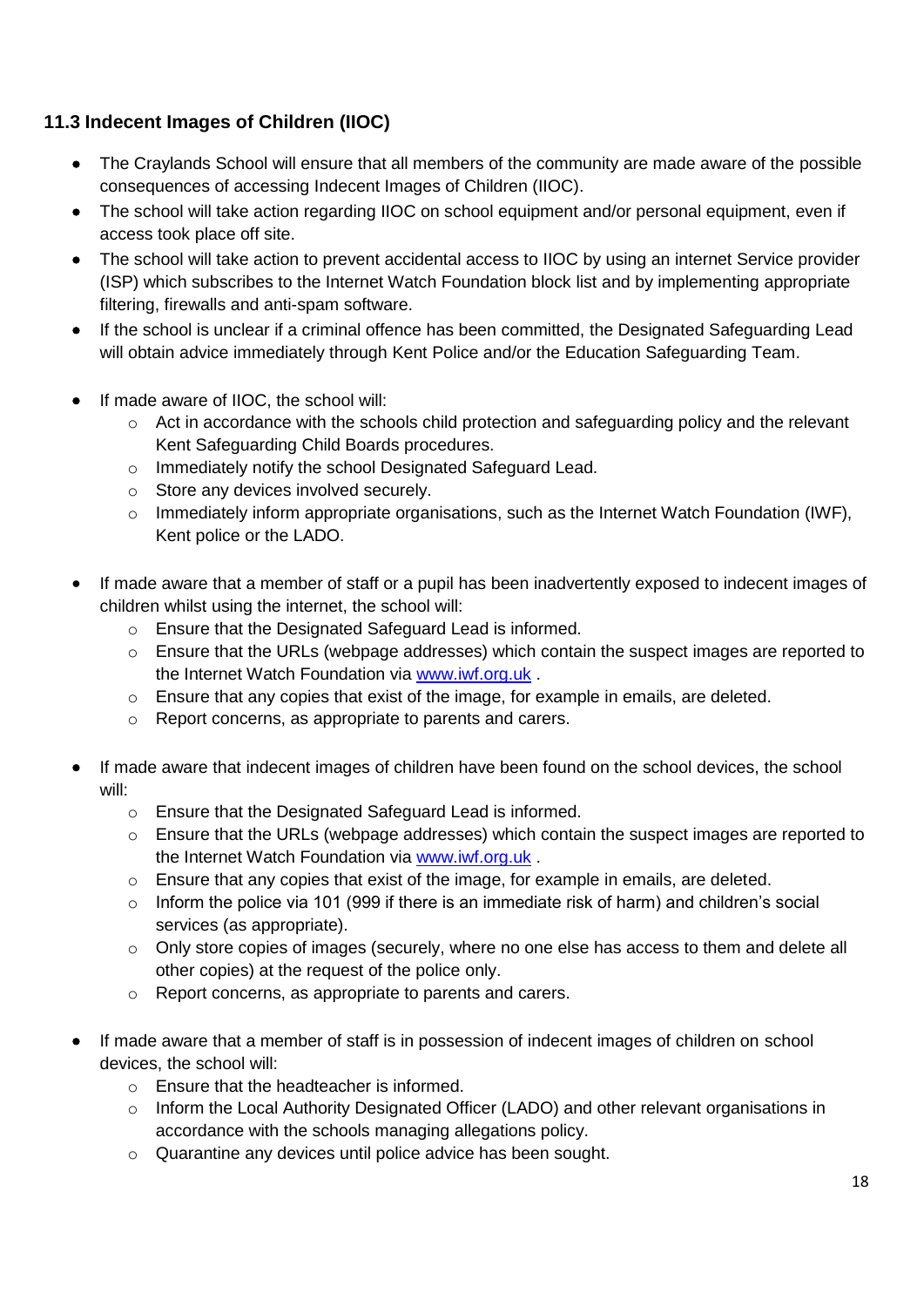### 11.3 Indecent Images of Children (IIOC)

- The Craylands School will ensure that all members of the community are made aware of the possible consequences of accessing Indecent Images of Children (IIOC).
- The school will take action regarding IIOC on school equipment and/or personal equipment, even if access took place off site.
- The school will take action to prevent accidental access to IIOC by using an internet Service provider (ISP) which subscribes to the Internet Watch Foundation block list and by implementing appropriate filtering, firewalls and anti-spam software.
- If the school is unclear if a criminal offence has been committed, the Designated Safeguarding Lead will obtain advice immediately through Kent Police and/or the Education Safeguarding Team.

- If made aware of IIOC, the school will:
  - Act in accordance with the schools child protection and safeguarding policy and the relevant Kent Safeguarding Child Boards procedures.
  - Immediately notify the school Designated Safeguard Lead.
  - Store any devices involved securely.
  - Immediately inform appropriate organisations, such as the Internet Watch Foundation (IWF), Kent police or the LADO.

- If made aware that a member of staff or a pupil has been inadvertently exposed to indecent images of children whilst using the internet, the school will:
  - Ensure that the Designated Safeguard Lead is informed.
  - Ensure that the URLs (webpage addresses) which contain the suspect images are reported to the Internet Watch Foundation via www.iwf.org.uk .
  - Ensure that any copies that exist of the image, for example in emails, are deleted.
  - Report concerns, as appropriate to parents and carers.

- If made aware that indecent images of children have been found on the school devices, the school will:
  - Ensure that the Designated Safeguard Lead is informed.
  - Ensure that the URLs (webpage addresses) which contain the suspect images are reported to the Internet Watch Foundation via www.iwf.org.uk .
  - Ensure that any copies that exist of the image, for example in emails, are deleted.
  - Inform the police via 101 (999 if there is an immediate risk of harm) and children's social services (as appropriate).
  - Only store copies of images (securely, where no one else has access to them and delete all other copies) at the request of the police only.
  - Report concerns, as appropriate to parents and carers.

- If made aware that a member of staff is in possession of indecent images of children on school devices, the school will:
  - Ensure that the headteacher is informed.
  - Inform the Local Authority Designated Officer (LADO) and other relevant organisations in accordance with the schools managing allegations policy.
  - Quarantine any devices until police advice has been sought.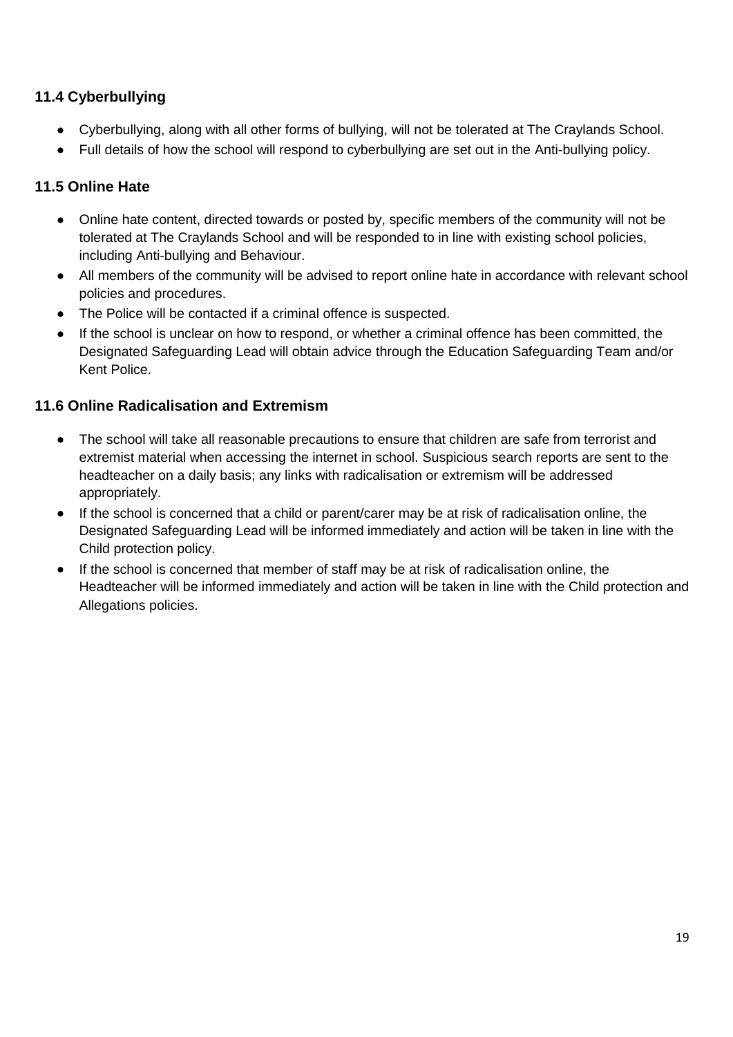### 11.4 Cyberbullying

- Cyberbullying, along with all other forms of bullying, will not be tolerated at The Craylands School.
- Full details of how the school will respond to cyberbullying are set out in the Anti-bullying policy.

### 11.5 Online Hate

- Online hate content, directed towards or posted by, specific members of the community will not be tolerated at The Craylands School and will be responded to in line with existing school policies, including Anti-bullying and Behaviour.
- All members of the community will be advised to report online hate in accordance with relevant school policies and procedures.
- The Police will be contacted if a criminal offence is suspected.
- If the school is unclear on how to respond, or whether a criminal offence has been committed, the Designated Safeguarding Lead will obtain advice through the Education Safeguarding Team and/or Kent Police.

### 11.6 Online Radicalisation and Extremism

- The school will take all reasonable precautions to ensure that children are safe from terrorist and extremist material when accessing the internet in school. Suspicious search reports are sent to the headteacher on a daily basis; any links with radicalisation or extremism will be addressed appropriately.
- If the school is concerned that a child or parent/carer may be at risk of radicalisation online, the Designated Safeguarding Lead will be informed immediately and action will be taken in line with the Child protection policy.
- If the school is concerned that member of staff may be at risk of radicalisation online, the Headteacher will be informed immediately and action will be taken in line with the Child protection and Allegations policies.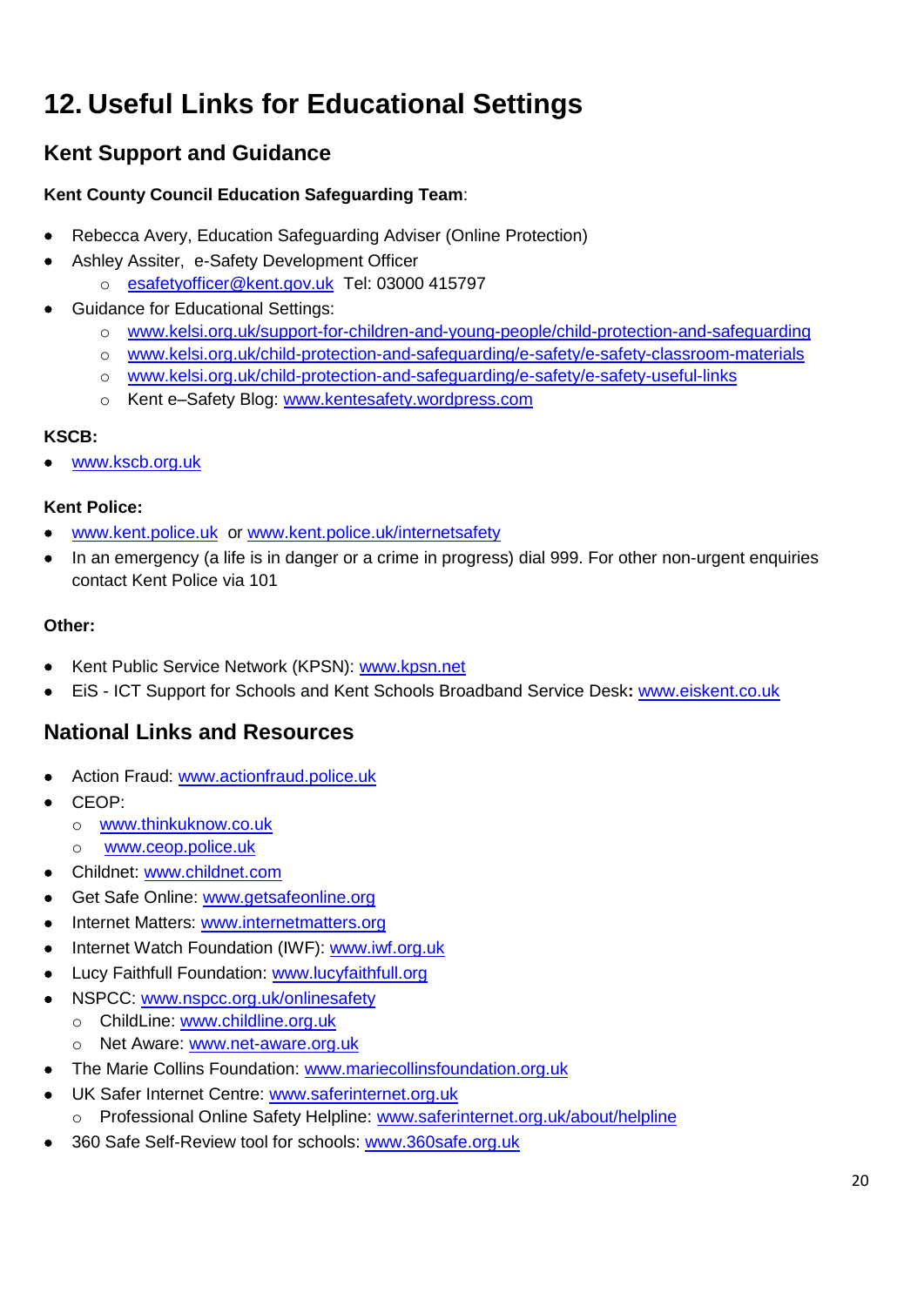# 12. Useful Links for Educational Settings

## Kent Support and Guidance

**Kent County Council Education Safeguarding Team**:

- Rebecca Avery, Education Safeguarding Adviser (Online Protection)
- Ashley Assiter, e-Safety Development Officer
  - esafetyofficer@kent.gov.uk Tel: 03000 415797
- Guidance for Educational Settings:
  - www.kelsi.org.uk/support-for-children-and-young-people/child-protection-and-safeguarding
  - www.kelsi.org.uk/child-protection-and-safeguarding/e-safety/e-safety-classroom-materials
  - www.kelsi.org.uk/child-protection-and-safeguarding/e-safety/e-safety-useful-links
  - Kent e–Safety Blog: www.kentesafety.wordpress.com

**KSCB:**

- www.kscb.org.uk

**Kent Police:**

- www.kent.police.uk or www.kent.police.uk/internetsafety
- In an emergency (a life is in danger or a crime in progress) dial 999. For other non-urgent enquiries contact Kent Police via 101

**Other:**

- Kent Public Service Network (KPSN): www.kpsn.net
- EiS - ICT Support for Schools and Kent Schools Broadband Service Desk**:** www.eiskent.co.uk

## National Links and Resources

- Action Fraud: www.actionfraud.police.uk
- CEOP:
  - www.thinkuknow.co.uk
  - www.ceop.police.uk
- Childnet: www.childnet.com
- Get Safe Online: www.getsafeonline.org
- Internet Matters: www.internetmatters.org
- Internet Watch Foundation (IWF): www.iwf.org.uk
- Lucy Faithfull Foundation: www.lucyfaithfull.org
- NSPCC: www.nspcc.org.uk/onlinesafety
  - ChildLine: www.childline.org.uk
  - Net Aware: www.net-aware.org.uk
- The Marie Collins Foundation: www.mariecollinsfoundation.org.uk
- UK Safer Internet Centre: www.saferinternet.org.uk
  - Professional Online Safety Helpline: www.saferinternet.org.uk/about/helpline
- 360 Safe Self-Review tool for schools: www.360safe.org.uk